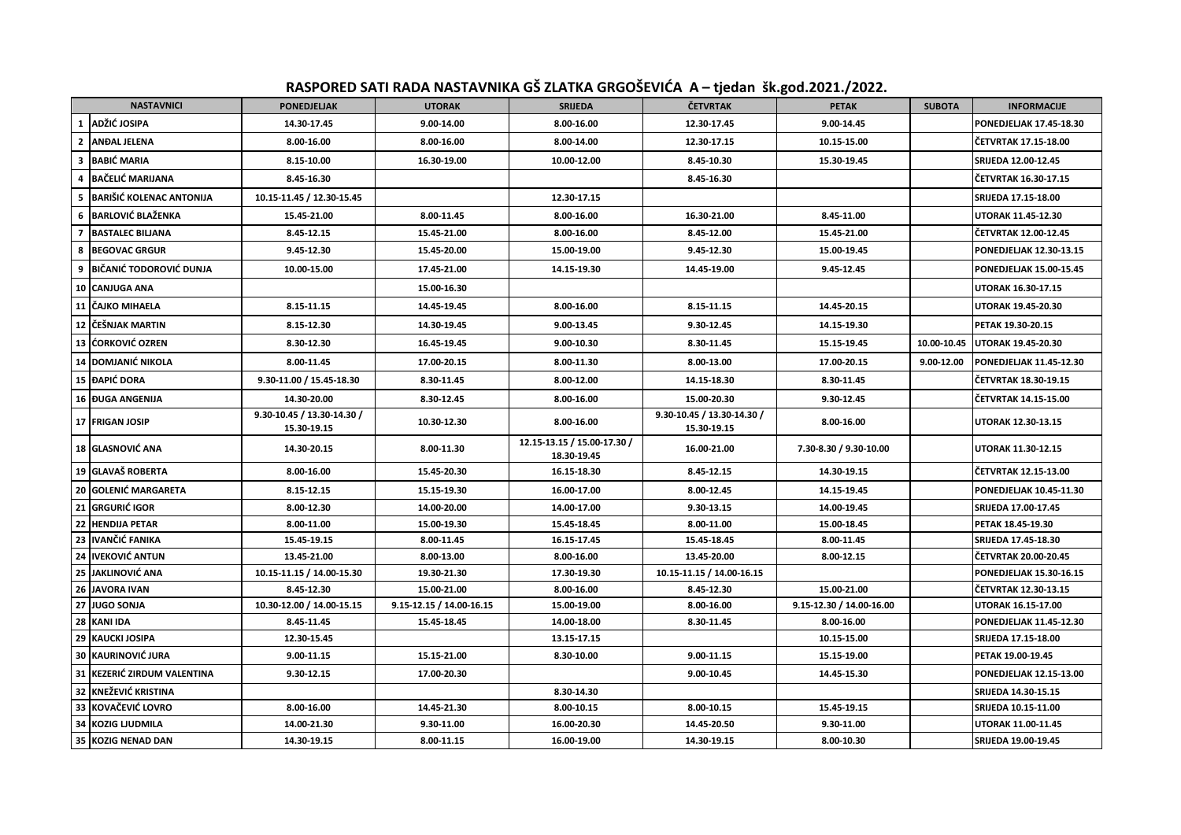# RASPORED SATI RADA NASTAVNIKA GŠ ZLATKA GRGOŠEVIĆA A – tjedan šk.god.2021./2022.

| | NASTAVNICI | PONEDJELJAK | UTORAK | SRIJEDA | ČETVRTAK | PETAK | SUBOTA | INFORMACIJE |
|---|---|---|---|---|---|---|---|---|
| 1 | ADŽIĆ JOSIPA | 14.30-17.45 | 9.00-14.00 | 8.00-16.00 | 12.30-17.45 | 9.00-14.45 | | PONEDJELJAK 17.45-18.30 |
| 2 | ANĐAL JELENA | 8.00-16.00 | 8.00-16.00 | 8.00-14.00 | 12.30-17.15 | 10.15-15.00 | | ČETVRTAK 17.15-18.00 |
| 3 | BABIĆ MARIA | 8.15-10.00 | 16.30-19.00 | 10.00-12.00 | 8.45-10.30 | 15.30-19.45 | | SRIJEDA 12.00-12.45 |
| 4 | BAČELIĆ MARIJANA | 8.45-16.30 | | | 8.45-16.30 | | | ČETVRTAK 16.30-17.15 |
| 5 | BARIŠIĆ KOLENAC ANTONIJA | 10.15-11.45 / 12.30-15.45 | | 12.30-17.15 | | | | SRIJEDA 17.15-18.00 |
| 6 | BARLOVIĆ BLAŽENKA | 15.45-21.00 | 8.00-11.45 | 8.00-16.00 | 16.30-21.00 | 8.45-11.00 | | UTORAK 11.45-12.30 |
| 7 | BASTALEC BILJANA | 8.45-12.15 | 15.45-21.00 | 8.00-16.00 | 8.45-12.00 | 15.45-21.00 | | ČETVRTAK 12.00-12.45 |
| 8 | BEGOVAC GRGUR | 9.45-12.30 | 15.45-20.00 | 15.00-19.00 | 9.45-12.30 | 15.00-19.45 | | PONEDJELJAK 12.30-13.15 |
| 9 | BIČANIĆ TODOROVIĆ DUNJA | 10.00-15.00 | 17.45-21.00 | 14.15-19.30 | 14.45-19.00 | 9.45-12.45 | | PONEDJELJAK 15.00-15.45 |
| 10 | CANJUGA ANA | | 15.00-16.30 | | | | | UTORAK 16.30-17.15 |
| 11 | ČAJKO MIHAELA | 8.15-11.15 | 14.45-19.45 | 8.00-16.00 | 8.15-11.15 | 14.45-20.15 | | UTORAK 19.45-20.30 |
| 12 | ČEŠNJAK MARTIN | 8.15-12.30 | 14.30-19.45 | 9.00-13.45 | 9.30-12.45 | 14.15-19.30 | | PETAK 19.30-20.15 |
| 13 | ĆORKOVIĆ OZREN | 8.30-12.30 | 16.45-19.45 | 9.00-10.30 | 8.30-11.45 | 15.15-19.45 | 10.00-10.45 | UTORAK 19.45-20.30 |
| 14 | DOMJANIĆ NIKOLA | 8.00-11.45 | 17.00-20.15 | 8.00-11.30 | 8.00-13.00 | 17.00-20.15 | 9.00-12.00 | PONEDJELJAK 11.45-12.30 |
| 15 | ĐAPIĆ DORA | 9.30-11.00 / 15.45-18.30 | 8.30-11.45 | 8.00-12.00 | 14.15-18.30 | 8.30-11.45 | | ČETVRTAK 18.30-19.15 |
| 16 | ĐUGA ANGENIJA | 14.30-20.00 | 8.30-12.45 | 8.00-16.00 | 15.00-20.30 | 9.30-12.45 | | ČETVRTAK 14.15-15.00 |
| 17 | FRIGAN JOSIP | 9.30-10.45 / 13.30-14.30 / 15.30-19.15 | 10.30-12.30 | 8.00-16.00 | 9.30-10.45 / 13.30-14.30 / 15.30-19.15 | 8.00-16.00 | | UTORAK 12.30-13.15 |
| 18 | GLASNOVIĆ ANA | 14.30-20.15 | 8.00-11.30 | 12.15-13.15 / 15.00-17.30 / 18.30-19.45 | 16.00-21.00 | 7.30-8.30 / 9.30-10.00 | | UTORAK 11.30-12.15 |
| 19 | GLAVAŠ ROBERTA | 8.00-16.00 | 15.45-20.30 | 16.15-18.30 | 8.45-12.15 | 14.30-19.15 | | ČETVRTAK 12.15-13.00 |
| 20 | GOLENIĆ MARGARETA | 8.15-12.15 | 15.15-19.30 | 16.00-17.00 | 8.00-12.45 | 14.15-19.45 | | PONEDJELJAK 10.45-11.30 |
| 21 | GRGURIĆ IGOR | 8.00-12.30 | 14.00-20.00 | 14.00-17.00 | 9.30-13.15 | 14.00-19.45 | | SRIJEDA 17.00-17.45 |
| 22 | HENDIJA PETAR | 8.00-11.00 | 15.00-19.30 | 15.45-18.45 | 8.00-11.00 | 15.00-18.45 | | PETAK 18.45-19.30 |
| 23 | IVANČIĆ FANIKA | 15.45-19.15 | 8.00-11.45 | 16.15-17.45 | 15.45-18.45 | 8.00-11.45 | | SRIJEDA 17.45-18.30 |
| 24 | IVEKOVIĆ ANTUN | 13.45-21.00 | 8.00-13.00 | 8.00-16.00 | 13.45-20.00 | 8.00-12.15 | | ČETVRTAK 20.00-20.45 |
| 25 | JAKLINOVIĆ ANA | 10.15-11.15 / 14.00-15.30 | 19.30-21.30 | 17.30-19.30 | 10.15-11.15 / 14.00-16.15 | | | PONEDJELJAK 15.30-16.15 |
| 26 | JAVORA IVAN | 8.45-12.30 | 15.00-21.00 | 8.00-16.00 | 8.45-12.30 | 15.00-21.00 | | ČETVRTAK 12.30-13.15 |
| 27 | JUGO SONJA | 10.30-12.00 / 14.00-15.15 | 9.15-12.15 / 14.00-16.15 | 15.00-19.00 | 8.00-16.00 | 9.15-12.30 / 14.00-16.00 | | UTORAK 16.15-17.00 |
| 28 | KANI IDA | 8.45-11.45 | 15.45-18.45 | 14.00-18.00 | 8.30-11.45 | 8.00-16.00 | | PONEDJELJAK 11.45-12.30 |
| 29 | KAUCKI JOSIPA | 12.30-15.45 | | 13.15-17.15 | | 10.15-15.00 | | SRIJEDA 17.15-18.00 |
| 30 | KAURINOVIĆ JURA | 9.00-11.15 | 15.15-21.00 | 8.30-10.00 | 9.00-11.15 | 15.15-19.00 | | PETAK 19.00-19.45 |
| 31 | KEZERIĆ ZIRDUM VALENTINA | 9.30-12.15 | 17.00-20.30 | | 9.00-10.45 | 14.45-15.30 | | PONEDJELJAK 12.15-13.00 |
| 32 | KNEŽEVIĆ KRISTINA | | | 8.30-14.30 | | | | SRIJEDA 14.30-15.15 |
| 33 | KOVAČEVIĆ LOVRO | 8.00-16.00 | 14.45-21.30 | 8.00-10.15 | 8.00-10.15 | 15.45-19.15 | | SRIJEDA 10.15-11.00 |
| 34 | KOZIG LJUDMILA | 14.00-21.30 | 9.30-11.00 | 16.00-20.30 | 14.45-20.50 | 9.30-11.00 | | UTORAK 11.00-11.45 |
| 35 | KOZIG NENAD DAN | 14.30-19.15 | 8.00-11.15 | 16.00-19.00 | 14.30-19.15 | 8.00-10.30 | | SRIJEDA 19.00-19.45 |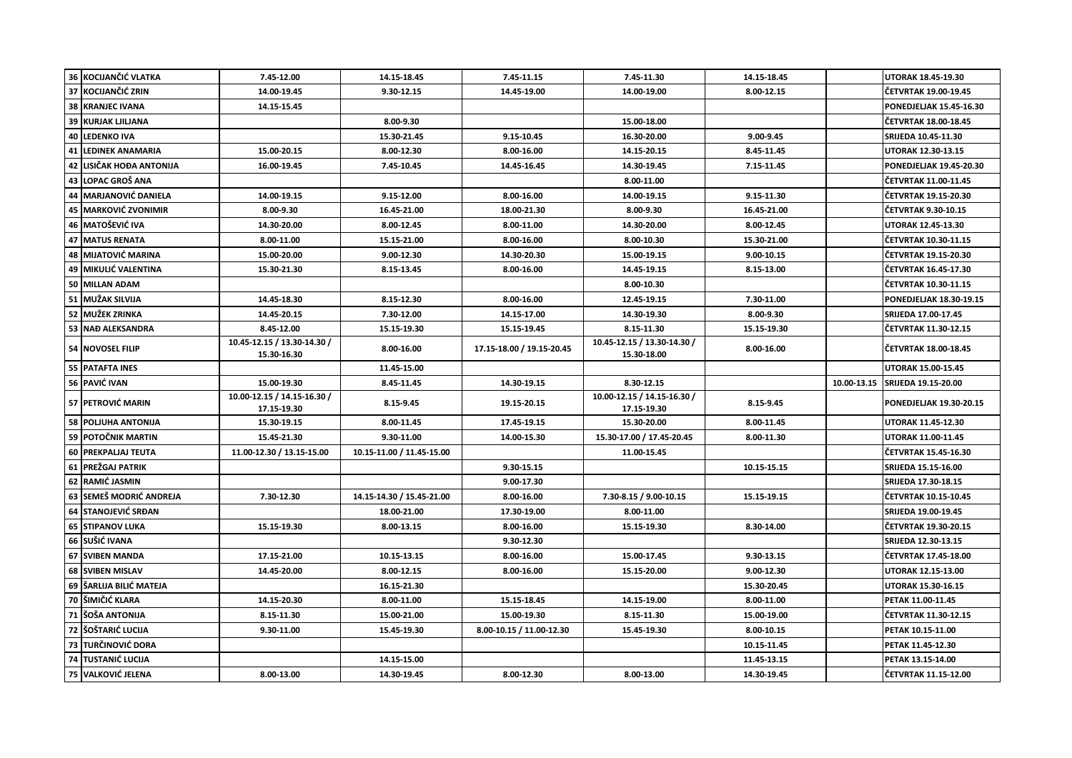| | | | | | | | | |
|---|---|---|---|---|---|---|---|---|
| 36 | KOCIJANČIĆ VLATKA | 7.45-12.00 | 14.15-18.45 | 7.45-11.15 | 7.45-11.30 | 14.15-18.45 | | UTORAK 18.45-19.30 |
| 37 | KOCIJANČIĆ ZRIN | 14.00-19.45 | 9.30-12.15 | 14.45-19.00 | 14.00-19.00 | 8.00-12.15 | | ČETVRTAK 19.00-19.45 |
| 38 | KRANJEC IVANA | 14.15-15.45 | | | | | | PONEDJELJAK 15.45-16.30 |
| 39 | KURJAK LJILJANA | | 8.00-9.30 | | 15.00-18.00 | | | ČETVRTAK 18.00-18.45 |
| 40 | LEDENKO IVA | | 15.30-21.45 | 9.15-10.45 | 16.30-20.00 | 9.00-9.45 | | SRIJEDA 10.45-11.30 |
| 41 | LEDINEK ANAMARIA | 15.00-20.15 | 8.00-12.30 | 8.00-16.00 | 14.15-20.15 | 8.45-11.45 | | UTORAK 12.30-13.15 |
| 42 | LISIČAK HOĐA ANTONIJA | 16.00-19.45 | 7.45-10.45 | 14.45-16.45 | 14.30-19.45 | 7.15-11.45 | | PONEDJELJAK 19.45-20.30 |
| 43 | LOPAC GROŠ ANA | | | | 8.00-11.00 | | | ČETVRTAK 11.00-11.45 |
| 44 | MARJANOVIĆ DANIELA | 14.00-19.15 | 9.15-12.00 | 8.00-16.00 | 14.00-19.15 | 9.15-11.30 | | ČETVRTAK 19.15-20.30 |
| 45 | MARKOVIĆ ZVONIMIR | 8.00-9.30 | 16.45-21.00 | 18.00-21.30 | 8.00-9.30 | 16.45-21.00 | | ČETVRTAK 9.30-10.15 |
| 46 | MATOŠEVIĆ IVA | 14.30-20.00 | 8.00-12.45 | 8.00-11.00 | 14.30-20.00 | 8.00-12.45 | | UTORAK 12.45-13.30 |
| 47 | MATUS RENATA | 8.00-11.00 | 15.15-21.00 | 8.00-16.00 | 8.00-10.30 | 15.30-21.00 | | ČETVRTAK 10.30-11.15 |
| 48 | MIJATOVIĆ MARINA | 15.00-20.00 | 9.00-12.30 | 14.30-20.30 | 15.00-19.15 | 9.00-10.15 | | ČETVRTAK 19.15-20.30 |
| 49 | MIKULIĆ VALENTINA | 15.30-21.30 | 8.15-13.45 | 8.00-16.00 | 14.45-19.15 | 8.15-13.00 | | ČETVRTAK 16.45-17.30 |
| 50 | MILLAN ADAM | | | | 8.00-10.30 | | | ČETVRTAK 10.30-11.15 |
| 51 | MUŽAK SILVIJA | 14.45-18.30 | 8.15-12.30 | 8.00-16.00 | 12.45-19.15 | 7.30-11.00 | | PONEDJELJAK 18.30-19.15 |
| 52 | MUŽEK ZRINKA | 14.45-20.15 | 7.30-12.00 | 14.15-17.00 | 14.30-19.30 | 8.00-9.30 | | SRIJEDA 17.00-17.45 |
| 53 | NAĐ ALEKSANDRA | 8.45-12.00 | 15.15-19.30 | 15.15-19.45 | 8.15-11.30 | 15.15-19.30 | | ČETVRTAK 11.30-12.15 |
| 54 | NOVOSEL FILIP | 10.45-12.15 / 13.30-14.30 / 15.30-16.30 | 8.00-16.00 | 17.15-18.00 / 19.15-20.45 | 10.45-12.15 / 13.30-14.30 / 15.30-18.00 | 8.00-16.00 | | ČETVRTAK 18.00-18.45 |
| 55 | PATAFTA INES | | 11.45-15.00 | | | | | UTORAK 15.00-15.45 |
| 56 | PAVIĆ IVAN | 15.00-19.30 | 8.45-11.45 | 14.30-19.15 | 8.30-12.15 | | 10.00-13.15 | SRIJEDA 19.15-20.00 |
| 57 | PETROVIĆ MARIN | 10.00-12.15 / 14.15-16.30 / 17.15-19.30 | 8.15-9.45 | 19.15-20.15 | 10.00-12.15 / 14.15-16.30 / 17.15-19.30 | 8.15-9.45 | | PONEDJELJAK 19.30-20.15 |
| 58 | POLJUHA ANTONIJA | 15.30-19.15 | 8.00-11.45 | 17.45-19.15 | 15.30-20.00 | 8.00-11.45 | | UTORAK 11.45-12.30 |
| 59 | POTOČNIK MARTIN | 15.45-21.30 | 9.30-11.00 | 14.00-15.30 | 15.30-17.00 / 17.45-20.45 | 8.00-11.30 | | UTORAK 11.00-11.45 |
| 60 | PREKPALAJ TEUTA | 11.00-12.30 / 13.15-15.00 | 10.15-11.00 / 11.45-15.00 | | 11.00-15.45 | | | ČETVRTAK 15.45-16.30 |
| 61 | PREŽGAJ PATRIK | | | 9.30-15.15 | | 10.15-15.15 | | SRIJEDA 15.15-16.00 |
| 62 | RAMIĆ JASMIN | | | 9.00-17.30 | | | | SRIJEDA 17.30-18.15 |
| 63 | SEMEŠ MODRIĆ ANDREJA | 7.30-12.30 | 14.15-14.30 / 15.45-21.00 | 8.00-16.00 | 7.30-8.15 / 9.00-10.15 | 15.15-19.15 | | ČETVRTAK 10.15-10.45 |
| 64 | STANOJEVIĆ SRĐAN | | 18.00-21.00 | 17.30-19.00 | 8.00-11.00 | | | SRIJEDA 19.00-19.45 |
| 65 | STIPANOV LUKA | 15.15-19.30 | 8.00-13.15 | 8.00-16.00 | 15.15-19.30 | 8.30-14.00 | | ČETVRTAK 19.30-20.15 |
| 66 | SUŠIĆ IVANA | | | 9.30-12.30 | | | | SRIJEDA 12.30-13.15 |
| 67 | SVIBEN MANDA | 17.15-21.00 | 10.15-13.15 | 8.00-16.00 | 15.00-17.45 | 9.30-13.15 | | ČETVRTAK 17.45-18.00 |
| 68 | SVIBEN MISLAV | 14.45-20.00 | 8.00-12.15 | 8.00-16.00 | 15.15-20.00 | 9.00-12.30 | | UTORAK 12.15-13.00 |
| 69 | ŠARLIJA BILIĆ MATEJA | | 16.15-21.30 | | | 15.30-20.45 | | UTORAK 15.30-16.15 |
| 70 | ŠIMIČIĆ KLARA | 14.15-20.30 | 8.00-11.00 | 15.15-18.45 | 14.15-19.00 | 8.00-11.00 | | PETAK 11.00-11.45 |
| 71 | ŠOŠA ANTONIJA | 8.15-11.30 | 15.00-21.00 | 15.00-19.30 | 8.15-11.30 | 15.00-19.00 | | ČETVRTAK 11.30-12.15 |
| 72 | ŠOŠTARIĆ LUCIJA | 9.30-11.00 | 15.45-19.30 | 8.00-10.15 / 11.00-12.30 | 15.45-19.30 | 8.00-10.15 | | PETAK 10.15-11.00 |
| 73 | TURČINOVIĆ DORA | | | | | 10.15-11.45 | | PETAK 11.45-12.30 |
| 74 | TUSTANIĆ LUCIJA | | 14.15-15.00 | | | 11.45-13.15 | | PETAK 13.15-14.00 |
| 75 | VALKOVIĆ JELENA | 8.00-13.00 | 14.30-19.45 | 8.00-12.30 | 8.00-13.00 | 14.30-19.45 | | ČETVRTAK 11.15-12.00 |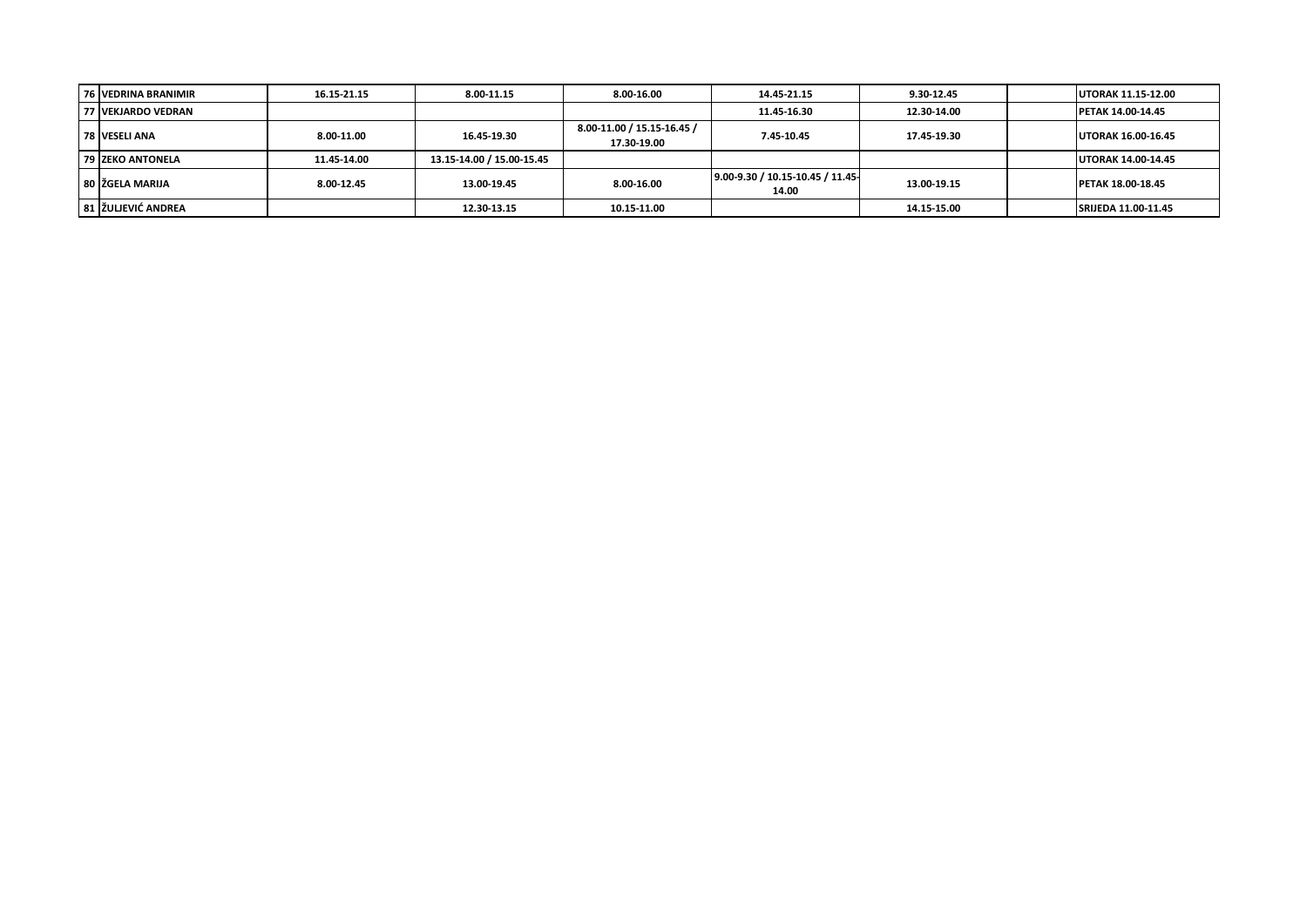| 76 | VEDRINA BRANIMIR | 16.15-21.15 | 8.00-11.15 | 8.00-16.00 | 14.45-21.15 | 9.30-12.45 | | UTORAK 11.15-12.00 |
|---|---|---|---|---|---|---|---|---|
| 77 | VEKJARDO VEDRAN | | | | 11.45-16.30 | 12.30-14.00 | | PETAK 14.00-14.45 |
| 78 | VESELI ANA | 8.00-11.00 | 16.45-19.30 | 8.00-11.00 / 15.15-16.45 / 17.30-19.00 | 7.45-10.45 | 17.45-19.30 | | UTORAK 16.00-16.45 |
| 79 | ZEKO ANTONELA | 11.45-14.00 | 13.15-14.00 / 15.00-15.45 | | | | | UTORAK 14.00-14.45 |
| 80 | ŽGELA MARIJA | 8.00-12.45 | 13.00-19.45 | 8.00-16.00 | 9.00-9.30 / 10.15-10.45 / 11.45-14.00 | 13.00-19.15 | | PETAK 18.00-18.45 |
| 81 | ŽULJEVIĆ ANDREA | | 12.30-13.15 | 10.15-11.00 | | 14.15-15.00 | | SRIJEDA 11.00-11.45 |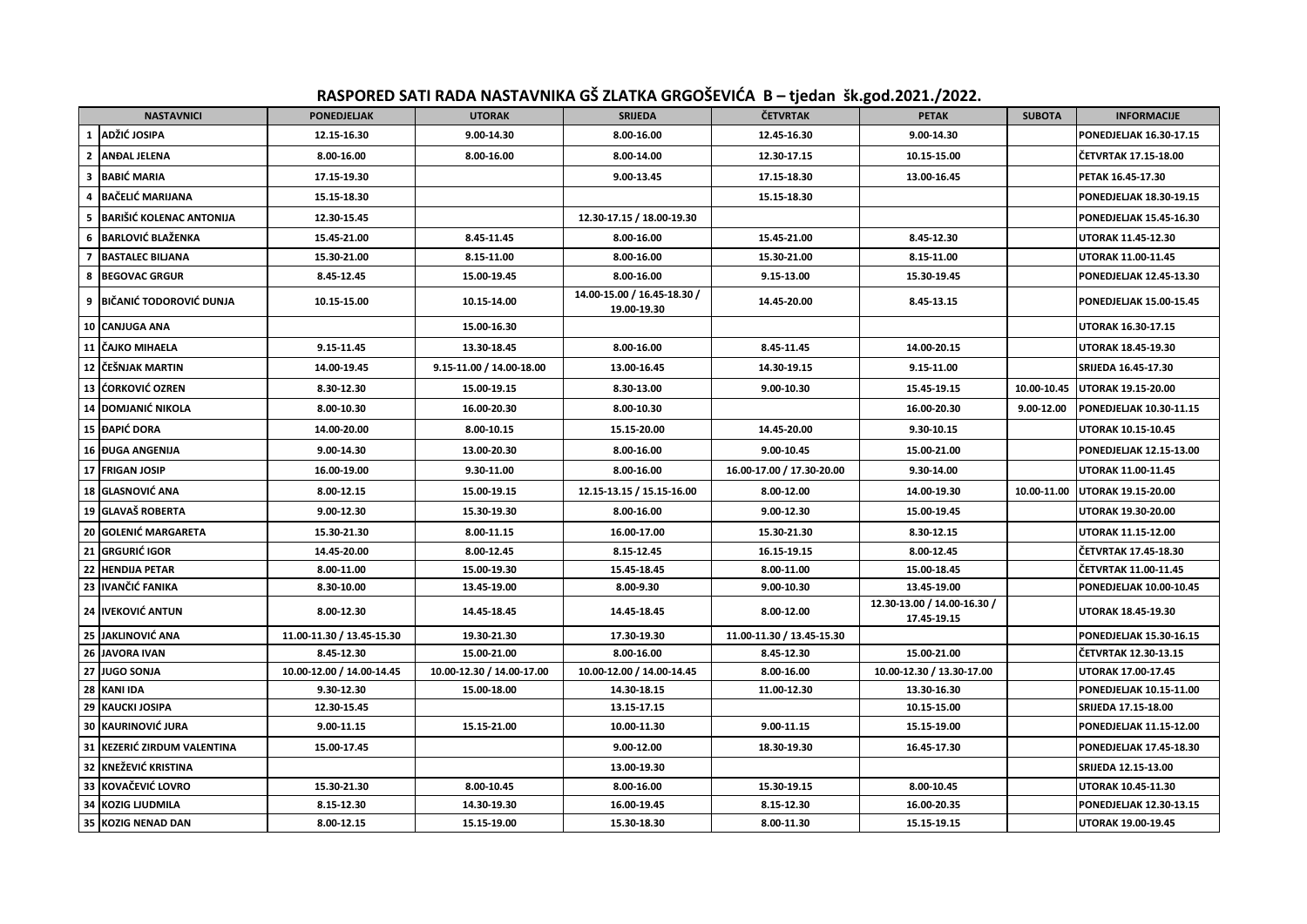# RASPORED SATI RADA NASTAVNIKA GŠ ZLATKA GRGOŠEVIĆA B – tjedan šk.god.2021./2022.

| | NASTAVNICI | PONEDJELJAK | UTORAK | SRIJEDA | ČETVRTAK | PETAK | SUBOTA | INFORMACIJE |
|---|---|---|---|---|---|---|---|---|
| 1 | ADŽIĆ JOSIPA | 12.15-16.30 | 9.00-14.30 | 8.00-16.00 | 12.45-16.30 | 9.00-14.30 | | PONEDJELJAK 16.30-17.15 |
| 2 | ANĐAL JELENA | 8.00-16.00 | 8.00-16.00 | 8.00-14.00 | 12.30-17.15 | 10.15-15.00 | | ČETVRTAK 17.15-18.00 |
| 3 | BABIĆ MARIA | 17.15-19.30 | | 9.00-13.45 | 17.15-18.30 | 13.00-16.45 | | PETAK 16.45-17.30 |
| 4 | BAČELIĆ MARIJANA | 15.15-18.30 | | | 15.15-18.30 | | | PONEDJELJAK 18.30-19.15 |
| 5 | BARIŠIĆ KOLENAC ANTONIJA | 12.30-15.45 | | 12.30-17.15 / 18.00-19.30 | | | | PONEDJELJAK 15.45-16.30 |
| 6 | BARLOVIĆ BLAŽENKA | 15.45-21.00 | 8.45-11.45 | 8.00-16.00 | 15.45-21.00 | 8.45-12.30 | | UTORAK 11.45-12.30 |
| 7 | BASTALEC BILJANA | 15.30-21.00 | 8.15-11.00 | 8.00-16.00 | 15.30-21.00 | 8.15-11.00 | | UTORAK 11.00-11.45 |
| 8 | BEGOVAC GRGUR | 8.45-12.45 | 15.00-19.45 | 8.00-16.00 | 9.15-13.00 | 15.30-19.45 | | PONEDJELJAK 12.45-13.30 |
| 9 | BIČANIĆ TODOROVIĆ DUNJA | 10.15-15.00 | 10.15-14.00 | 14.00-15.00 / 16.45-18.30 / 19.00-19.30 | 14.45-20.00 | 8.45-13.15 | | PONEDJELJAK 15.00-15.45 |
| 10 | CANJUGA ANA | | 15.00-16.30 | | | | | UTORAK 16.30-17.15 |
| 11 | ČAJKO MIHAELA | 9.15-11.45 | 13.30-18.45 | 8.00-16.00 | 8.45-11.45 | 14.00-20.15 | | UTORAK 18.45-19.30 |
| 12 | ČEŠNJAK MARTIN | 14.00-19.45 | 9.15-11.00 / 14.00-18.00 | 13.00-16.45 | 14.30-19.15 | 9.15-11.00 | | SRIJEDA 16.45-17.30 |
| 13 | ĆORKOVIĆ OZREN | 8.30-12.30 | 15.00-19.15 | 8.30-13.00 | 9.00-10.30 | 15.45-19.15 | 10.00-10.45 | UTORAK 19.15-20.00 |
| 14 | DOMJANIĆ NIKOLA | 8.00-10.30 | 16.00-20.30 | 8.00-10.30 | | 16.00-20.30 | 9.00-12.00 | PONEDJELJAK 10.30-11.15 |
| 15 | ĐAPIĆ DORA | 14.00-20.00 | 8.00-10.15 | 15.15-20.00 | 14.45-20.00 | 9.30-10.15 | | UTORAK 10.15-10.45 |
| 16 | ĐUGA ANGENIJA | 9.00-14.30 | 13.00-20.30 | 8.00-16.00 | 9.00-10.45 | 15.00-21.00 | | PONEDJELJAK 12.15-13.00 |
| 17 | FRIGAN JOSIP | 16.00-19.00 | 9.30-11.00 | 8.00-16.00 | 16.00-17.00 / 17.30-20.00 | 9.30-14.00 | | UTORAK 11.00-11.45 |
| 18 | GLASNOVIĆ ANA | 8.00-12.15 | 15.00-19.15 | 12.15-13.15 / 15.15-16.00 | 8.00-12.00 | 14.00-19.30 | 10.00-11.00 | UTORAK 19.15-20.00 |
| 19 | GLAVAŠ ROBERTA | 9.00-12.30 | 15.30-19.30 | 8.00-16.00 | 9.00-12.30 | 15.00-19.45 | | UTORAK 19.30-20.00 |
| 20 | GOLENIĆ MARGARETA | 15.30-21.30 | 8.00-11.15 | 16.00-17.00 | 15.30-21.30 | 8.30-12.15 | | UTORAK 11.15-12.00 |
| 21 | GRGURIĆ IGOR | 14.45-20.00 | 8.00-12.45 | 8.15-12.45 | 16.15-19.15 | 8.00-12.45 | | ČETVRTAK 17.45-18.30 |
| 22 | HENDIJA PETAR | 8.00-11.00 | 15.00-19.30 | 15.45-18.45 | 8.00-11.00 | 15.00-18.45 | | ČETVRTAK 11.00-11.45 |
| 23 | IVANČIĆ FANIKA | 8.30-10.00 | 13.45-19.00 | 8.00-9.30 | 9.00-10.30 | 13.45-19.00 | | PONEDJELJAK 10.00-10.45 |
| 24 | IVEKOVIĆ ANTUN | 8.00-12.30 | 14.45-18.45 | 14.45-18.45 | 8.00-12.00 | 12.30-13.00 / 14.00-16.30 / 17.45-19.15 | | UTORAK 18.45-19.30 |
| 25 | JAKLINOVIĆ ANA | 11.00-11.30 / 13.45-15.30 | 19.30-21.30 | 17.30-19.30 | 11.00-11.30 / 13.45-15.30 | | | PONEDJELJAK 15.30-16.15 |
| 26 | JAVORA IVAN | 8.45-12.30 | 15.00-21.00 | 8.00-16.00 | 8.45-12.30 | 15.00-21.00 | | ČETVRTAK 12.30-13.15 |
| 27 | JUGO SONJA | 10.00-12.00 / 14.00-14.45 | 10.00-12.30 / 14.00-17.00 | 10.00-12.00 / 14.00-14.45 | 8.00-16.00 | 10.00-12.30 / 13.30-17.00 | | UTORAK 17.00-17.45 |
| 28 | KANI IDA | 9.30-12.30 | 15.00-18.00 | 14.30-18.15 | 11.00-12.30 | 13.30-16.30 | | PONEDJELJAK 10.15-11.00 |
| 29 | KAUCKI JOSIPA | 12.30-15.45 | | 13.15-17.15 | | 10.15-15.00 | | SRIJEDA 17.15-18.00 |
| 30 | KAURINOVIĆ JURA | 9.00-11.15 | 15.15-21.00 | 10.00-11.30 | 9.00-11.15 | 15.15-19.00 | | PONEDJELJAK 11.15-12.00 |
| 31 | KEZERIĆ ZIRDUM VALENTINA | 15.00-17.45 | | 9.00-12.00 | 18.30-19.30 | 16.45-17.30 | | PONEDJELJAK 17.45-18.30 |
| 32 | KNEŽEVIĆ KRISTINA | | | 13.00-19.30 | | | | SRIJEDA 12.15-13.00 |
| 33 | KOVAČEVIĆ LOVRO | 15.30-21.30 | 8.00-10.45 | 8.00-16.00 | 15.30-19.15 | 8.00-10.45 | | UTORAK 10.45-11.30 |
| 34 | KOZIG LJUDMILA | 8.15-12.30 | 14.30-19.30 | 16.00-19.45 | 8.15-12.30 | 16.00-20.35 | | PONEDJELJAK 12.30-13.15 |
| 35 | KOZIG NENAD DAN | 8.00-12.15 | 15.15-19.00 | 15.30-18.30 | 8.00-11.30 | 15.15-19.15 | | UTORAK 19.00-19.45 |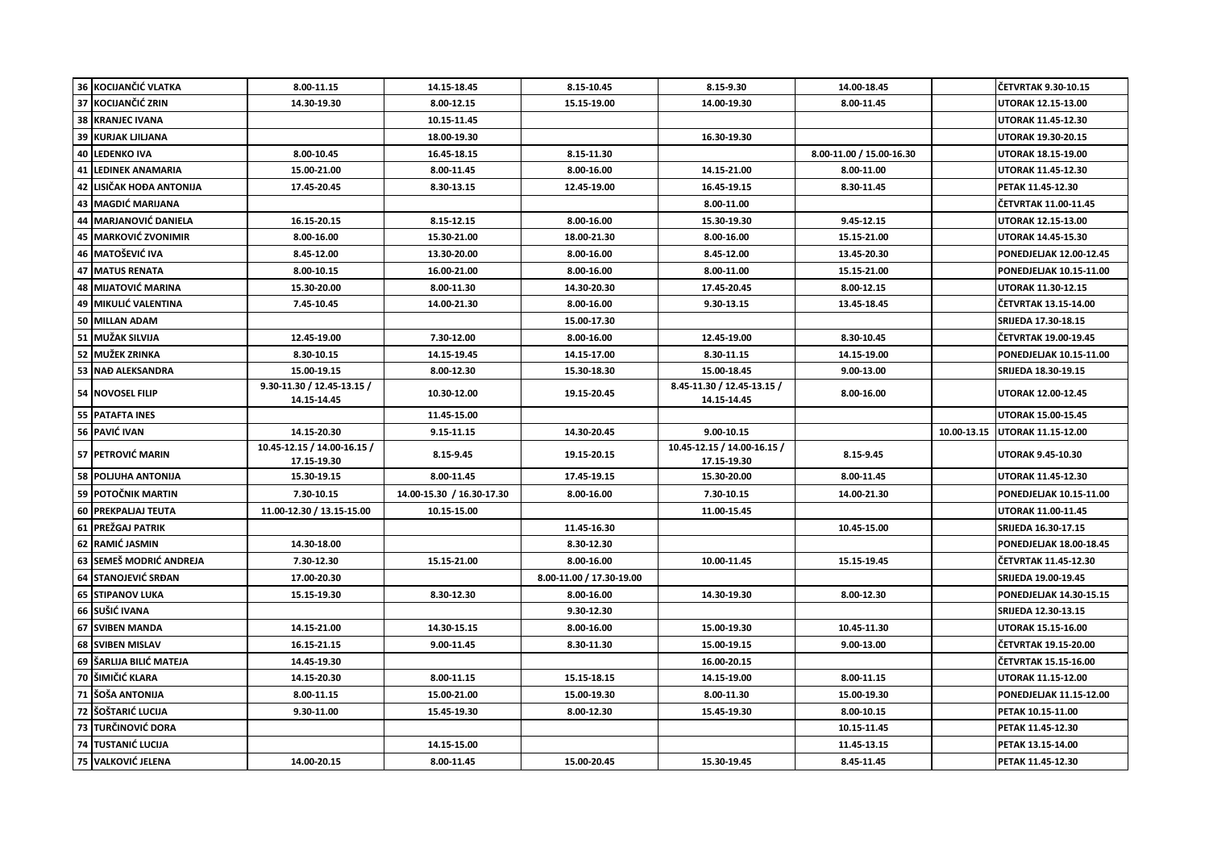| | | | | | | | | |
|---|---|---|---|---|---|---|---|---|
| 36 | KOCIJANČIĆ VLATKA | 8.00-11.15 | 14.15-18.45 | 8.15-10.45 | 8.15-9.30 | 14.00-18.45 | | ČETVRTAK 9.30-10.15 |
| 37 | KOCIJANČIĆ ZRIN | 14.30-19.30 | 8.00-12.15 | 15.15-19.00 | 14.00-19.30 | 8.00-11.45 | | UTORAK 12.15-13.00 |
| 38 | KRANJEC IVANA | | 10.15-11.45 | | | | | UTORAK 11.45-12.30 |
| 39 | KURJAK LJILJANA | | 18.00-19.30 | | 16.30-19.30 | | | UTORAK 19.30-20.15 |
| 40 | LEDENKO IVA | 8.00-10.45 | 16.45-18.15 | 8.15-11.30 | | 8.00-11.00 / 15.00-16.30 | | UTORAK 18.15-19.00 |
| 41 | LEDINEK ANAMARIA | 15.00-21.00 | 8.00-11.45 | 8.00-16.00 | 14.15-21.00 | 8.00-11.00 | | UTORAK 11.45-12.30 |
| 42 | LISIČAK HOĐA ANTONIJA | 17.45-20.45 | 8.30-13.15 | 12.45-19.00 | 16.45-19.15 | 8.30-11.45 | | PETAK 11.45-12.30 |
| 43 | MAGDIĆ MARIJANA | | | | 8.00-11.00 | | | ČETVRTAK 11.00-11.45 |
| 44 | MARJANOVIĆ DANIELA | 16.15-20.15 | 8.15-12.15 | 8.00-16.00 | 15.30-19.30 | 9.45-12.15 | | UTORAK 12.15-13.00 |
| 45 | MARKOVIĆ ZVONIMIR | 8.00-16.00 | 15.30-21.00 | 18.00-21.30 | 8.00-16.00 | 15.15-21.00 | | UTORAK 14.45-15.30 |
| 46 | MATOŠEVIĆ IVA | 8.45-12.00 | 13.30-20.00 | 8.00-16.00 | 8.45-12.00 | 13.45-20.30 | | PONEDJELJAK 12.00-12.45 |
| 47 | MATUS RENATA | 8.00-10.15 | 16.00-21.00 | 8.00-16.00 | 8.00-11.00 | 15.15-21.00 | | PONEDJELJAK 10.15-11.00 |
| 48 | MIJATOVIĆ MARINA | 15.30-20.00 | 8.00-11.30 | 14.30-20.30 | 17.45-20.45 | 8.00-12.15 | | UTORAK 11.30-12.15 |
| 49 | MIKULIĆ VALENTINA | 7.45-10.45 | 14.00-21.30 | 8.00-16.00 | 9.30-13.15 | 13.45-18.45 | | ČETVRTAK 13.15-14.00 |
| 50 | MILLAN ADAM | | | 15.00-17.30 | | | | SRIJEDA 17.30-18.15 |
| 51 | MUŽAK SILVIJA | 12.45-19.00 | 7.30-12.00 | 8.00-16.00 | 12.45-19.00 | 8.30-10.45 | | ČETVRTAK 19.00-19.45 |
| 52 | MUŽEK ZRINKA | 8.30-10.15 | 14.15-19.45 | 14.15-17.00 | 8.30-11.15 | 14.15-19.00 | | PONEDJELJAK 10.15-11.00 |
| 53 | NAĐ ALEKSANDRA | 15.00-19.15 | 8.00-12.30 | 15.30-18.30 | 15.00-18.45 | 9.00-13.00 | | SRIJEDA 18.30-19.15 |
| 54 | NOVOSEL FILIP | 9.30-11.30 / 12.45-13.15 / 14.15-14.45 | 10.30-12.00 | 19.15-20.45 | 8.45-11.30 / 12.45-13.15 / 14.15-14.45 | 8.00-16.00 | | UTORAK 12.00-12.45 |
| 55 | PATAFTA INES | | 11.45-15.00 | | | | | UTORAK 15.00-15.45 |
| 56 | PAVIĆ IVAN | 14.15-20.30 | 9.15-11.15 | 14.30-20.45 | 9.00-10.15 | | 10.00-13.15 | UTORAK 11.15-12.00 |
| 57 | PETROVIĆ MARIN | 10.45-12.15 / 14.00-16.15 / 17.15-19.30 | 8.15-9.45 | 19.15-20.15 | 10.45-12.15 / 14.00-16.15 / 17.15-19.30 | 8.15-9.45 | | UTORAK 9.45-10.30 |
| 58 | POLJUHA ANTONIJA | 15.30-19.15 | 8.00-11.45 | 17.45-19.15 | 15.30-20.00 | 8.00-11.45 | | UTORAK 11.45-12.30 |
| 59 | POTOČNIK MARTIN | 7.30-10.15 | 14.00-15.30 / 16.30-17.30 | 8.00-16.00 | 7.30-10.15 | 14.00-21.30 | | PONEDJELJAK 10.15-11.00 |
| 60 | PREKPALJAJ TEUTA | 11.00-12.30 / 13.15-15.00 | 10.15-15.00 | | 11.00-15.45 | | | UTORAK 11.00-11.45 |
| 61 | PREŽGAJ PATRIK | | | 11.45-16.30 | | 10.45-15.00 | | SRIJEDA 16.30-17.15 |
| 62 | RAMIĆ JASMIN | 14.30-18.00 | | 8.30-12.30 | | | | PONEDJELJAK 18.00-18.45 |
| 63 | SEMEŠ MODRIĆ ANDREJA | 7.30-12.30 | 15.15-21.00 | 8.00-16.00 | 10.00-11.45 | 15.15-19.45 | | ČETVRTAK 11.45-12.30 |
| 64 | STANOJEVIĆ SRĐAN | 17.00-20.30 | | 8.00-11.00 / 17.30-19.00 | | | | SRIJEDA 19.00-19.45 |
| 65 | STIPANOV LUKA | 15.15-19.30 | 8.30-12.30 | 8.00-16.00 | 14.30-19.30 | 8.00-12.30 | | PONEDJELJAK 14.30-15.15 |
| 66 | SUŠIĆ IVANA | | | 9.30-12.30 | | | | SRIJEDA 12.30-13.15 |
| 67 | SVIBEN MANDA | 14.15-21.00 | 14.30-15.15 | 8.00-16.00 | 15.00-19.30 | 10.45-11.30 | | UTORAK 15.15-16.00 |
| 68 | SVIBEN MISLAV | 16.15-21.15 | 9.00-11.45 | 8.30-11.30 | 15.00-19.15 | 9.00-13.00 | | ČETVRTAK 19.15-20.00 |
| 69 | ŠARLIJA BILIĆ MATEJA | 14.45-19.30 | | | 16.00-20.15 | | | ČETVRTAK 15.15-16.00 |
| 70 | ŠIMIČIĆ KLARA | 14.15-20.30 | 8.00-11.15 | 15.15-18.15 | 14.15-19.00 | 8.00-11.15 | | UTORAK 11.15-12.00 |
| 71 | ŠOŠA ANTONIJA | 8.00-11.15 | 15.00-21.00 | 15.00-19.30 | 8.00-11.30 | 15.00-19.30 | | PONEDJELJAK 11.15-12.00 |
| 72 | ŠOŠTARIĆ LUCIJA | 9.30-11.00 | 15.45-19.30 | 8.00-12.30 | 15.45-19.30 | 8.00-10.15 | | PETAK 10.15-11.00 |
| 73 | TURČINOVIĆ DORA | | | | | 10.15-11.45 | | PETAK 11.45-12.30 |
| 74 | TUSTANIĆ LUCIJA | | 14.15-15.00 | | | 11.45-13.15 | | PETAK 13.15-14.00 |
| 75 | VALKOVIĆ JELENA | 14.00-20.15 | 8.00-11.45 | 15.00-20.45 | 15.30-19.45 | 8.45-11.45 | | PETAK 11.45-12.30 |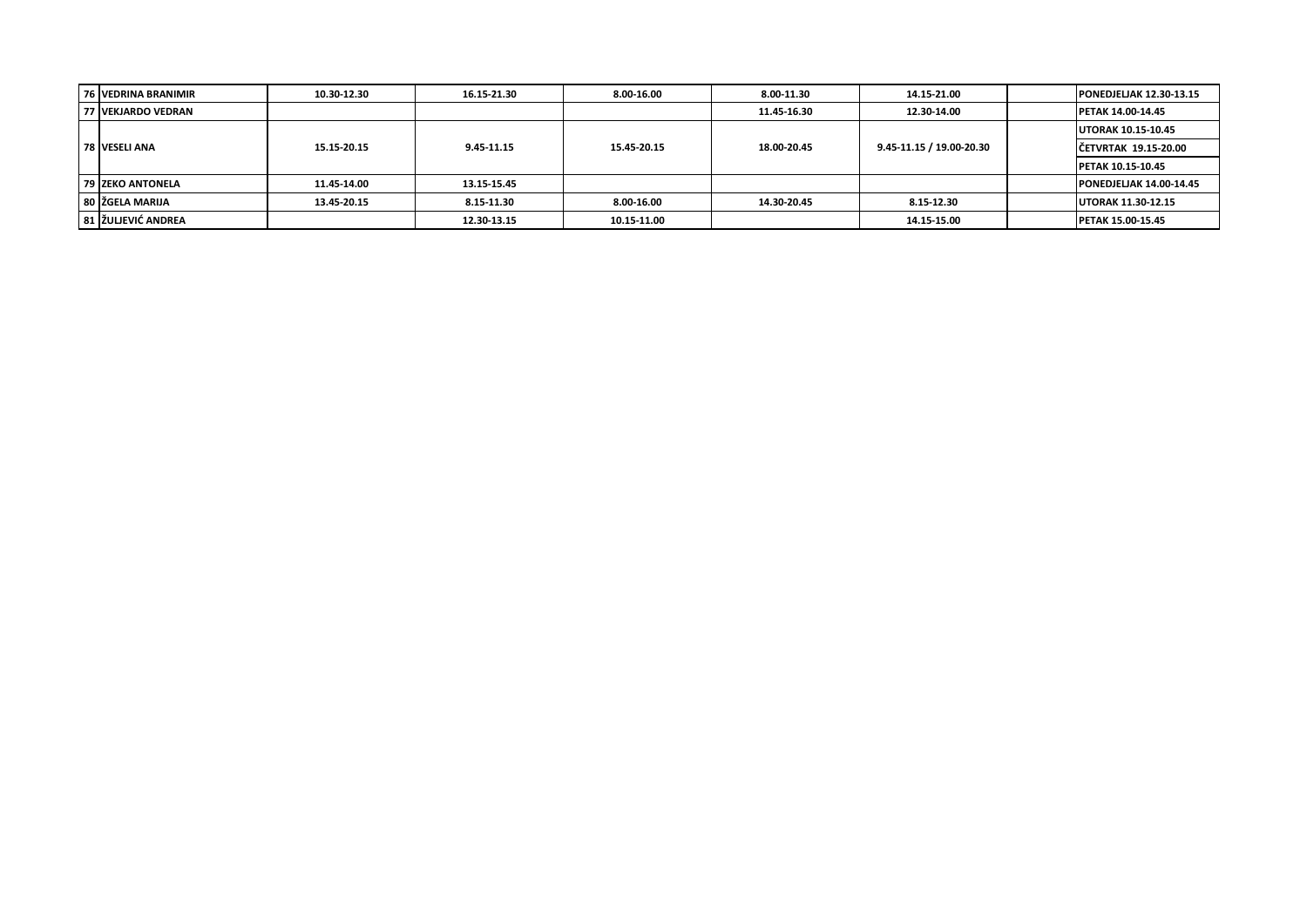| | | | | | | | | |
|---|---|---|---|---|---|---|---|---|
| 76 | VEDRINA BRANIMIR | 10.30-12.30 | 16.15-21.30 | 8.00-16.00 | 8.00-11.30 | 14.15-21.00 | | PONEDJELJAK 12.30-13.15 |
| 77 | VEKJARDO VEDRAN | | | | 11.45-16.30 | 12.30-14.00 | | PETAK 14.00-14.45 |
| 78 | VESELI ANA | 15.15-20.15 | 9.45-11.15 | 15.45-20.15 | 18.00-20.45 | 9.45-11.15 / 19.00-20.30 | | UTORAK 10.15-10.45 |
| | | | | | | | | ČETVRTAK 19.15-20.00 |
| | | | | | | | | PETAK 10.15-10.45 |
| 79 | ZEKO ANTONELA | 11.45-14.00 | 13.15-15.45 | | | | | PONEDJELJAK 14.00-14.45 |
| 80 | ŽGELA MARIJA | 13.45-20.15 | 8.15-11.30 | 8.00-16.00 | 14.30-20.45 | 8.15-12.30 | | UTORAK 11.30-12.15 |
| 81 | ŽULJEVIĆ ANDREA | | 12.30-13.15 | 10.15-11.00 | | 14.15-15.00 | | PETAK 15.00-15.45 |